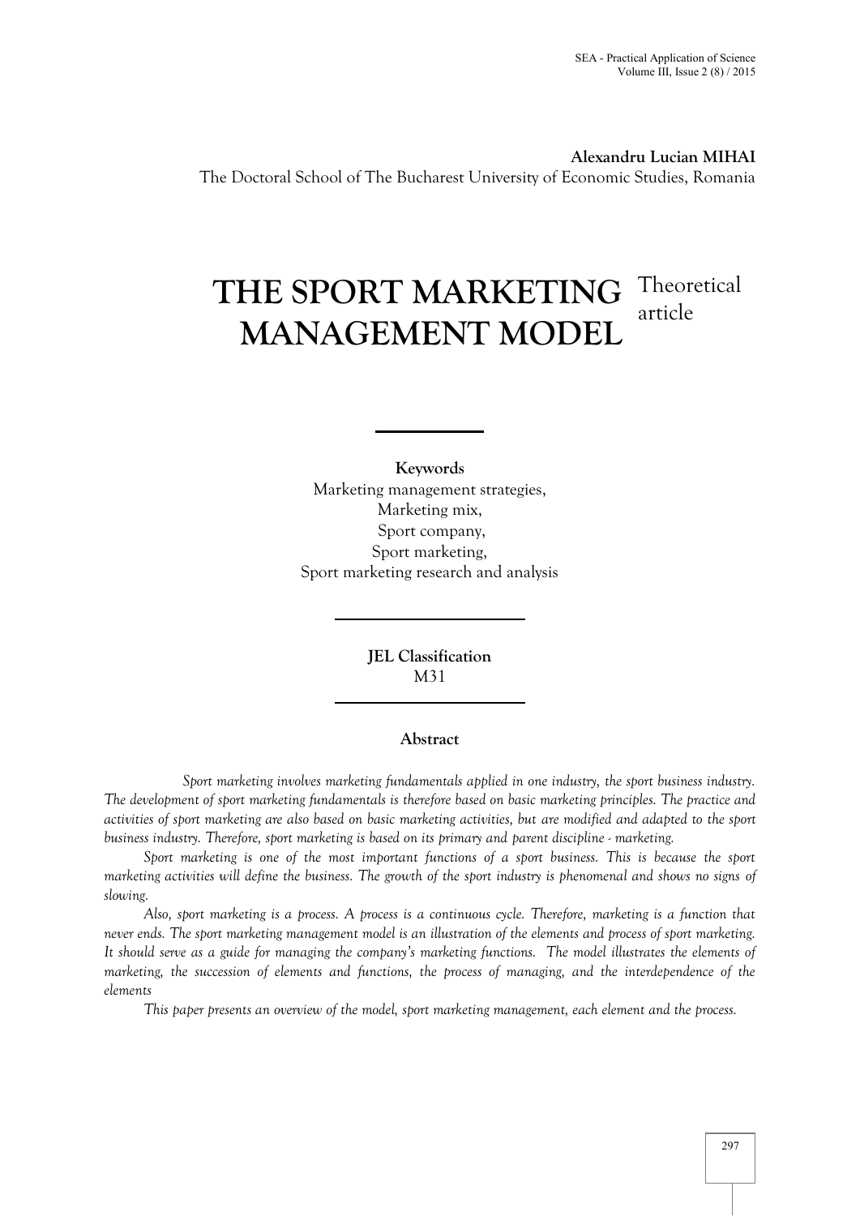**Alexandru Lucian MIHAI**

The Doctoral School of The Bucharest University of Economic Studies, Romania

# THE SPORT MARKETING MANAGEMENT MODEL

Theoretical article

**Keywords**

Marketing management strategies,
Marketing mix,
Sport company,
Sport marketing,
Sport marketing research and analysis

**JEL Classification**

M31

**Abstract**

*Sport marketing involves marketing fundamentals applied in one industry, the sport business industry. The development of sport marketing fundamentals is therefore based on basic marketing principles. The practice and activities of sport marketing are also based on basic marketing activities, but are modified and adapted to the sport business industry. Therefore, sport marketing is based on its primary and parent discipline - marketing.*

*Sport marketing is one of the most important functions of a sport business. This is because the sport marketing activities will define the business. The growth of the sport industry is phenomenal and shows no signs of slowing.*

*Also, sport marketing is a process. A process is a continuous cycle. Therefore, marketing is a function that never ends. The sport marketing management model is an illustration of the elements and process of sport marketing. It should serve as a guide for managing the company's marketing functions. The model illustrates the elements of marketing, the succession of elements and functions, the process of managing, and the interdependence of the elements*

*This paper presents an overview of the model, sport marketing management, each element and the process.*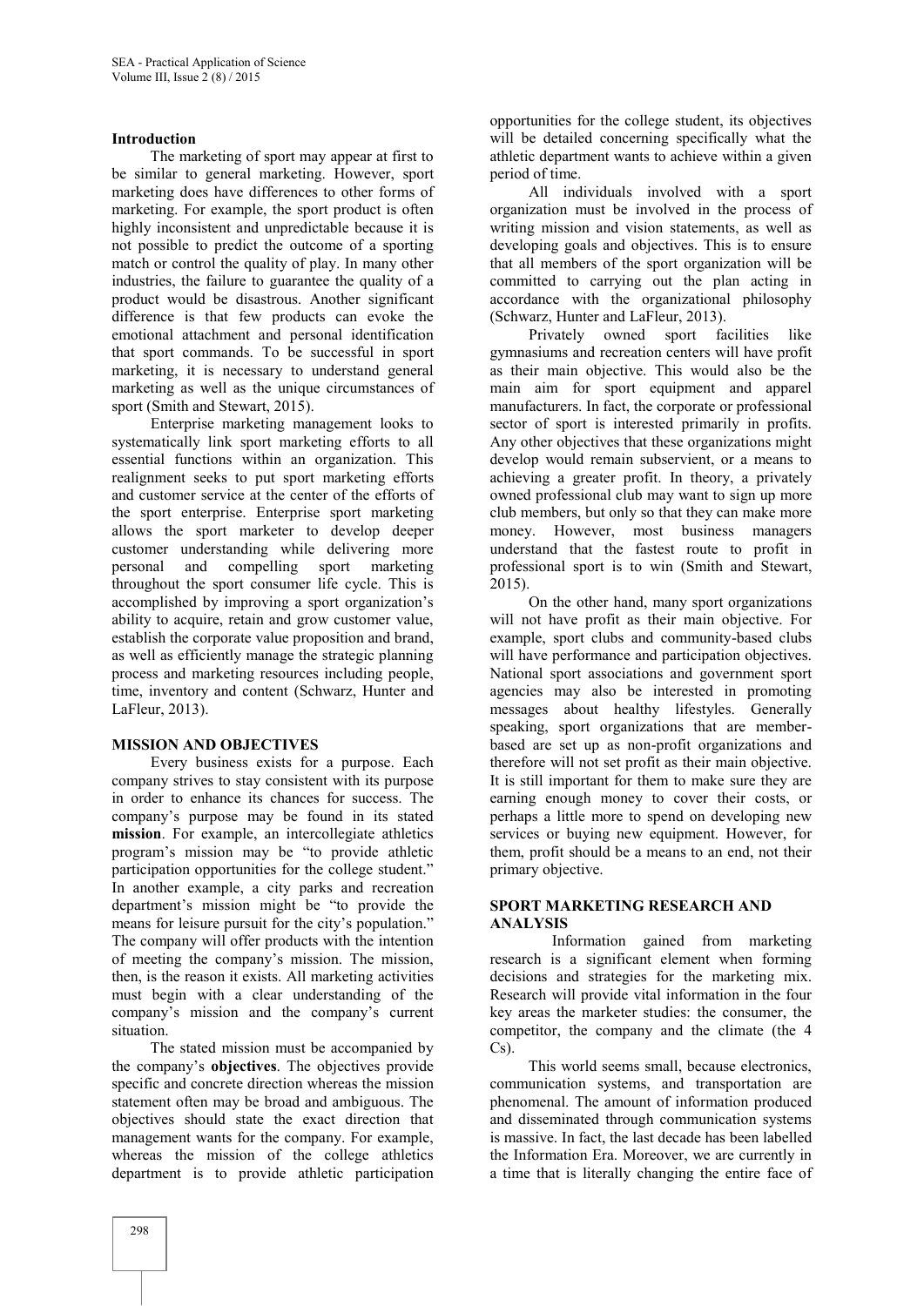## Introduction

The marketing of sport may appear at first to be similar to general marketing. However, sport marketing does have differences to other forms of marketing. For example, the sport product is often highly inconsistent and unpredictable because it is not possible to predict the outcome of a sporting match or control the quality of play. In many other industries, the failure to guarantee the quality of a product would be disastrous. Another significant difference is that few products can evoke the emotional attachment and personal identification that sport commands. To be successful in sport marketing, it is necessary to understand general marketing as well as the unique circumstances of sport (Smith and Stewart, 2015).

Enterprise marketing management looks to systematically link sport marketing efforts to all essential functions within an organization. This realignment seeks to put sport marketing efforts and customer service at the center of the efforts of the sport enterprise. Enterprise sport marketing allows the sport marketer to develop deeper customer understanding while delivering more personal and compelling sport marketing throughout the sport consumer life cycle. This is accomplished by improving a sport organization's ability to acquire, retain and grow customer value, establish the corporate value proposition and brand, as well as efficiently manage the strategic planning process and marketing resources including people, time, inventory and content (Schwarz, Hunter and LaFleur, 2013).

## MISSION AND OBJECTIVES

Every business exists for a purpose. Each company strives to stay consistent with its purpose in order to enhance its chances for success. The company's purpose may be found in its stated **mission**. For example, an intercollegiate athletics program's mission may be "to provide athletic participation opportunities for the college student." In another example, a city parks and recreation department's mission might be "to provide the means for leisure pursuit for the city's population." The company will offer products with the intention of meeting the company's mission. The mission, then, is the reason it exists. All marketing activities must begin with a clear understanding of the company's mission and the company's current situation.

The stated mission must be accompanied by the company's **objectives**. The objectives provide specific and concrete direction whereas the mission statement often may be broad and ambiguous. The objectives should state the exact direction that management wants for the company. For example, whereas the mission of the college athletics department is to provide athletic participation opportunities for the college student, its objectives will be detailed concerning specifically what the athletic department wants to achieve within a given period of time.

All individuals involved with a sport organization must be involved in the process of writing mission and vision statements, as well as developing goals and objectives. This is to ensure that all members of the sport organization will be committed to carrying out the plan acting in accordance with the organizational philosophy (Schwarz, Hunter and LaFleur, 2013).

Privately owned sport facilities like gymnasiums and recreation centers will have profit as their main objective. This would also be the main aim for sport equipment and apparel manufacturers. In fact, the corporate or professional sector of sport is interested primarily in profits. Any other objectives that these organizations might develop would remain subservient, or a means to achieving a greater profit. In theory, a privately owned professional club may want to sign up more club members, but only so that they can make more money. However, most business managers understand that the fastest route to profit in professional sport is to win (Smith and Stewart, 2015).

On the other hand, many sport organizations will not have profit as their main objective. For example, sport clubs and community-based clubs will have performance and participation objectives. National sport associations and government sport agencies may also be interested in promoting messages about healthy lifestyles. Generally speaking, sport organizations that are member-based are set up as non-profit organizations and therefore will not set profit as their main objective. It is still important for them to make sure they are earning enough money to cover their costs, or perhaps a little more to spend on developing new services or buying new equipment. However, for them, profit should be a means to an end, not their primary objective.

## SPORT MARKETING RESEARCH AND ANALYSIS

Information gained from marketing research is a significant element when forming decisions and strategies for the marketing mix. Research will provide vital information in the four key areas the marketer studies: the consumer, the competitor, the company and the climate (the 4 Cs).

This world seems small, because electronics, communication systems, and transportation are phenomenal. The amount of information produced and disseminated through communication systems is massive. In fact, the last decade has been labelled the Information Era. Moreover, we are currently in a time that is literally changing the entire face of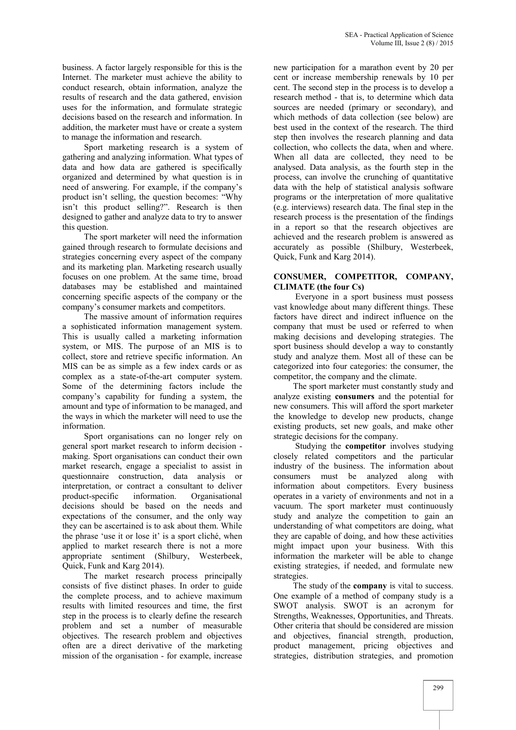business. A factor largely responsible for this is the Internet. The marketer must achieve the ability to conduct research, obtain information, analyze the results of research and the data gathered, envision uses for the information, and formulate strategic decisions based on the research and information. In addition, the marketer must have or create a system to manage the information and research.

Sport marketing research is a system of gathering and analyzing information. What types of data and how data are gathered is specifically organized and determined by what question is in need of answering. For example, if the company's product isn't selling, the question becomes: "Why isn't this product selling?". Research is then designed to gather and analyze data to try to answer this question.

The sport marketer will need the information gained through research to formulate decisions and strategies concerning every aspect of the company and its marketing plan. Marketing research usually focuses on one problem. At the same time, broad databases may be established and maintained concerning specific aspects of the company or the company's consumer markets and competitors.

The massive amount of information requires a sophisticated information management system. This is usually called a marketing information system, or MIS. The purpose of an MIS is to collect, store and retrieve specific information. An MIS can be as simple as a few index cards or as complex as a state-of-the-art computer system. Some of the determining factors include the company's capability for funding a system, the amount and type of information to be managed, and the ways in which the marketer will need to use the information.

Sport organisations can no longer rely on general sport market research to inform decision - making. Sport organisations can conduct their own market research, engage a specialist to assist in questionnaire construction, data analysis or interpretation, or contract a consultant to deliver product-specific information. Organisational decisions should be based on the needs and expectations of the consumer, and the only way they can be ascertained is to ask about them. While the phrase 'use it or lose it' is a sport cliché, when applied to market research there is not a more appropriate sentiment (Shilbury, Westerbeek, Quick, Funk and Karg 2014).

The market research process principally consists of five distinct phases. In order to guide the complete process, and to achieve maximum results with limited resources and time, the first step in the process is to clearly define the research problem and set a number of measurable objectives. The research problem and objectives often are a direct derivative of the marketing mission of the organisation - for example, increase new participation for a marathon event by 20 per cent or increase membership renewals by 10 per cent. The second step in the process is to develop a research method - that is, to determine which data sources are needed (primary or secondary), and which methods of data collection (see below) are best used in the context of the research. The third step then involves the research planning and data collection, who collects the data, when and where. When all data are collected, they need to be analysed. Data analysis, as the fourth step in the process, can involve the crunching of quantitative data with the help of statistical analysis software programs or the interpretation of more qualitative (e.g. interviews) research data. The final step in the research process is the presentation of the findings in a report so that the research objectives are achieved and the research problem is answered as accurately as possible (Shilbury, Westerbeek, Quick, Funk and Karg 2014).

## CONSUMER, COMPETITOR, COMPANY, CLIMATE (the four Cs)

Everyone in a sport business must possess vast knowledge about many different things. These factors have direct and indirect influence on the company that must be used or referred to when making decisions and developing strategies. The sport business should develop a way to constantly study and analyze them. Most all of these can be categorized into four categories: the consumer, the competitor, the company and the climate.

The sport marketer must constantly study and analyze existing **consumers** and the potential for new consumers. This will afford the sport marketer the knowledge to develop new products, change existing products, set new goals, and make other strategic decisions for the company.

Studying the **competitor** involves studying closely related competitors and the particular industry of the business. The information about consumers must be analyzed along with information about competitors. Every business operates in a variety of environments and not in a vacuum. The sport marketer must continuously study and analyze the competition to gain an understanding of what competitors are doing, what they are capable of doing, and how these activities might impact upon your business. With this information the marketer will be able to change existing strategies, if needed, and formulate new strategies.

The study of the **company** is vital to success. One example of a method of company study is a SWOT analysis. SWOT is an acronym for Strengths, Weaknesses, Opportunities, and Threats. Other criteria that should be considered are mission and objectives, financial strength, production, product management, pricing objectives and strategies, distribution strategies, and promotion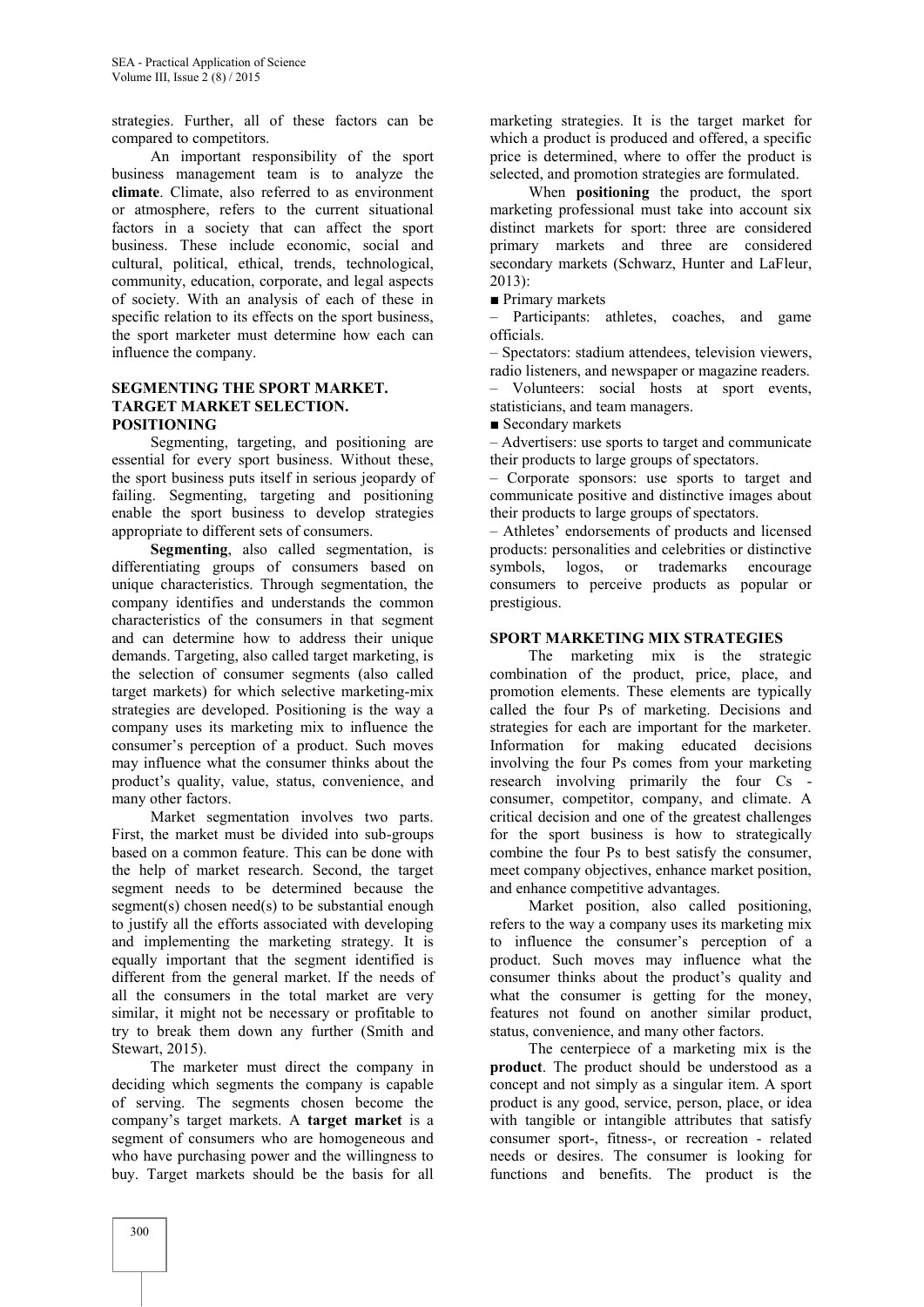strategies. Further, all of these factors can be compared to competitors.

An important responsibility of the sport business management team is to analyze the **climate**. Climate, also referred to as environment or atmosphere, refers to the current situational factors in a society that can affect the sport business. These include economic, social and cultural, political, ethical, trends, technological, community, education, corporate, and legal aspects of society. With an analysis of each of these in specific relation to its effects on the sport business, the sport marketer must determine how each can influence the company.

## SEGMENTING THE SPORT MARKET. TARGET MARKET SELECTION. POSITIONING

Segmenting, targeting, and positioning are essential for every sport business. Without these, the sport business puts itself in serious jeopardy of failing. Segmenting, targeting and positioning enable the sport business to develop strategies appropriate to different sets of consumers.

**Segmenting**, also called segmentation, is differentiating groups of consumers based on unique characteristics. Through segmentation, the company identifies and understands the common characteristics of the consumers in that segment and can determine how to address their unique demands. Targeting, also called target marketing, is the selection of consumer segments (also called target markets) for which selective marketing-mix strategies are developed. Positioning is the way a company uses its marketing mix to influence the consumer's perception of a product. Such moves may influence what the consumer thinks about the product's quality, value, status, convenience, and many other factors.

Market segmentation involves two parts. First, the market must be divided into sub-groups based on a common feature. This can be done with the help of market research. Second, the target segment needs to be determined because the segment(s) chosen need(s) to be substantial enough to justify all the efforts associated with developing and implementing the marketing strategy. It is equally important that the segment identified is different from the general market. If the needs of all the consumers in the total market are very similar, it might not be necessary or profitable to try to break them down any further (Smith and Stewart, 2015).

The marketer must direct the company in deciding which segments the company is capable of serving. The segments chosen become the company's target markets. A **target market** is a segment of consumers who are homogeneous and who have purchasing power and the willingness to buy. Target markets should be the basis for all marketing strategies. It is the target market for which a product is produced and offered, a specific price is determined, where to offer the product is selected, and promotion strategies are formulated.

When **positioning** the product, the sport marketing professional must take into account six distinct markets for sport: three are considered primary markets and three are considered secondary markets (Schwarz, Hunter and LaFleur, 2013):

■ Primary markets

– Participants: athletes, coaches, and game officials.

– Spectators: stadium attendees, television viewers, radio listeners, and newspaper or magazine readers.

– Volunteers: social hosts at sport events, statisticians, and team managers.

■ Secondary markets

– Advertisers: use sports to target and communicate their products to large groups of spectators.

– Corporate sponsors: use sports to target and communicate positive and distinctive images about their products to large groups of spectators.

– Athletes' endorsements of products and licensed products: personalities and celebrities or distinctive symbols, logos, or trademarks encourage consumers to perceive products as popular or prestigious.

## SPORT MARKETING MIX STRATEGIES

The marketing mix is the strategic combination of the product, price, place, and promotion elements. These elements are typically called the four Ps of marketing. Decisions and strategies for each are important for the marketer. Information for making educated decisions involving the four Ps comes from your marketing research involving primarily the four Cs - consumer, competitor, company, and climate. A critical decision and one of the greatest challenges for the sport business is how to strategically combine the four Ps to best satisfy the consumer, meet company objectives, enhance market position, and enhance competitive advantages.

Market position, also called positioning, refers to the way a company uses its marketing mix to influence the consumer's perception of a product. Such moves may influence what the consumer thinks about the product's quality and what the consumer is getting for the money, features not found on another similar product, status, convenience, and many other factors.

The centerpiece of a marketing mix is the **product**. The product should be understood as a concept and not simply as a singular item. A sport product is any good, service, person, place, or idea with tangible or intangible attributes that satisfy consumer sport-, fitness-, or recreation - related needs or desires. The consumer is looking for functions and benefits. The product is the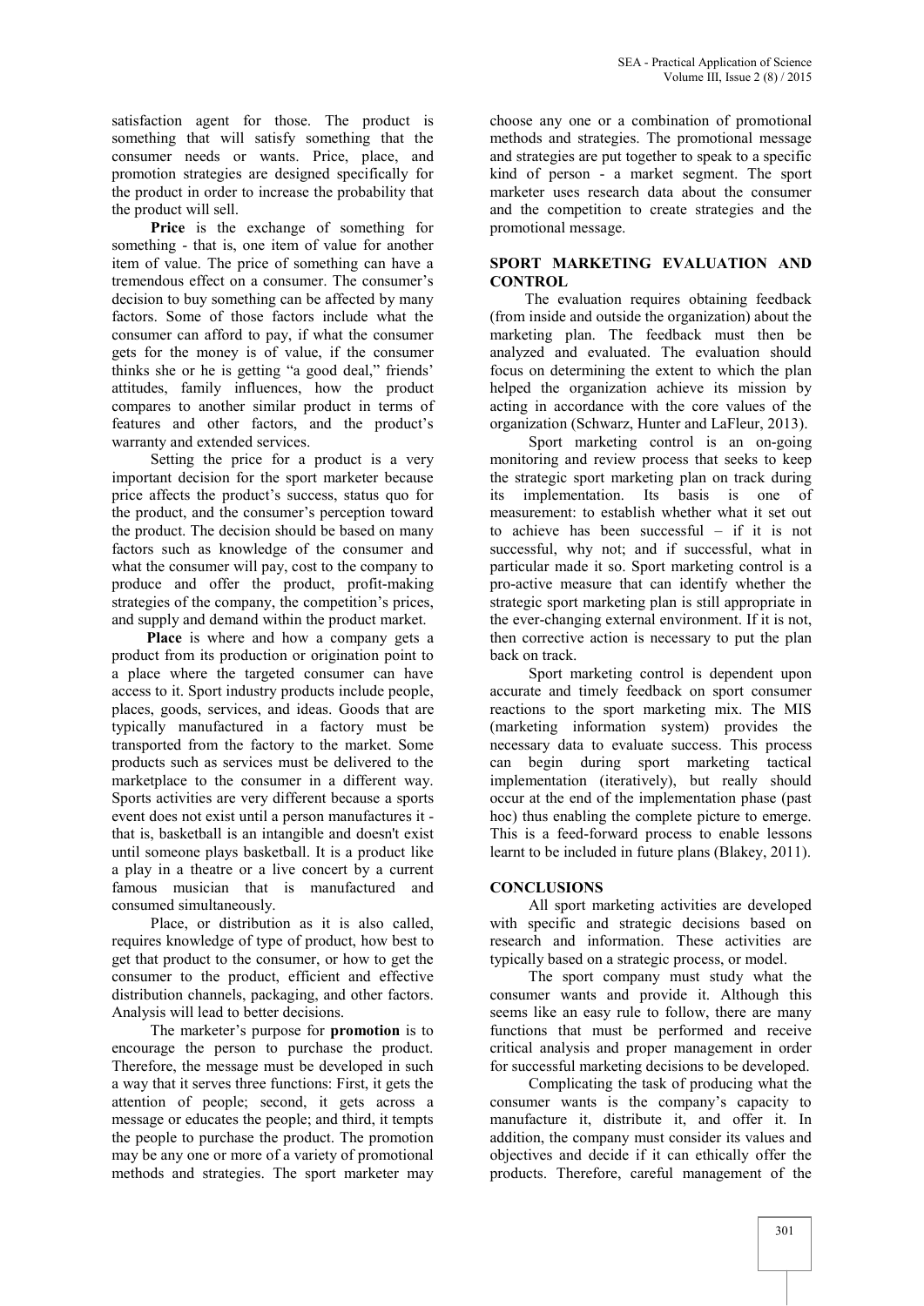satisfaction agent for those. The product is something that will satisfy something that the consumer needs or wants. Price, place, and promotion strategies are designed specifically for the product in order to increase the probability that the product will sell.

**Price** is the exchange of something for something - that is, one item of value for another item of value. The price of something can have a tremendous effect on a consumer. The consumer's decision to buy something can be affected by many factors. Some of those factors include what the consumer can afford to pay, if what the consumer gets for the money is of value, if the consumer thinks she or he is getting "a good deal," friends' attitudes, family influences, how the product compares to another similar product in terms of features and other factors, and the product's warranty and extended services.

Setting the price for a product is a very important decision for the sport marketer because price affects the product's success, status quo for the product, and the consumer's perception toward the product. The decision should be based on many factors such as knowledge of the consumer and what the consumer will pay, cost to the company to produce and offer the product, profit-making strategies of the company, the competition's prices, and supply and demand within the product market.

**Place** is where and how a company gets a product from its production or origination point to a place where the targeted consumer can have access to it. Sport industry products include people, places, goods, services, and ideas. Goods that are typically manufactured in a factory must be transported from the factory to the market. Some products such as services must be delivered to the marketplace to the consumer in a different way. Sports activities are very different because a sports event does not exist until a person manufactures it - that is, basketball is an intangible and doesn't exist until someone plays basketball. It is a product like a play in a theatre or a live concert by a current famous musician that is manufactured and consumed simultaneously.

Place, or distribution as it is also called, requires knowledge of type of product, how best to get that product to the consumer, or how to get the consumer to the product, efficient and effective distribution channels, packaging, and other factors. Analysis will lead to better decisions.

The marketer's purpose for **promotion** is to encourage the person to purchase the product. Therefore, the message must be developed in such a way that it serves three functions: First, it gets the attention of people; second, it gets across a message or educates the people; and third, it tempts the people to purchase the product. The promotion may be any one or more of a variety of promotional methods and strategies. The sport marketer may choose any one or a combination of promotional methods and strategies. The promotional message and strategies are put together to speak to a specific kind of person - a market segment. The sport marketer uses research data about the consumer and the competition to create strategies and the promotional message.

## SPORT MARKETING EVALUATION AND CONTROL

The evaluation requires obtaining feedback (from inside and outside the organization) about the marketing plan. The feedback must then be analyzed and evaluated. The evaluation should focus on determining the extent to which the plan helped the organization achieve its mission by acting in accordance with the core values of the organization (Schwarz, Hunter and LaFleur, 2013).

Sport marketing control is an on-going monitoring and review process that seeks to keep the strategic sport marketing plan on track during its implementation. Its basis is one of measurement: to establish whether what it set out to achieve has been successful – if it is not successful, why not; and if successful, what in particular made it so. Sport marketing control is a pro-active measure that can identify whether the strategic sport marketing plan is still appropriate in the ever-changing external environment. If it is not, then corrective action is necessary to put the plan back on track.

Sport marketing control is dependent upon accurate and timely feedback on sport consumer reactions to the sport marketing mix. The MIS (marketing information system) provides the necessary data to evaluate success. This process can begin during sport marketing tactical implementation (iteratively), but really should occur at the end of the implementation phase (past hoc) thus enabling the complete picture to emerge. This is a feed-forward process to enable lessons learnt to be included in future plans (Blakey, 2011).

## CONCLUSIONS

All sport marketing activities are developed with specific and strategic decisions based on research and information. These activities are typically based on a strategic process, or model.

The sport company must study what the consumer wants and provide it. Although this seems like an easy rule to follow, there are many functions that must be performed and receive critical analysis and proper management in order for successful marketing decisions to be developed.

Complicating the task of producing what the consumer wants is the company's capacity to manufacture it, distribute it, and offer it. In addition, the company must consider its values and objectives and decide if it can ethically offer the products. Therefore, careful management of the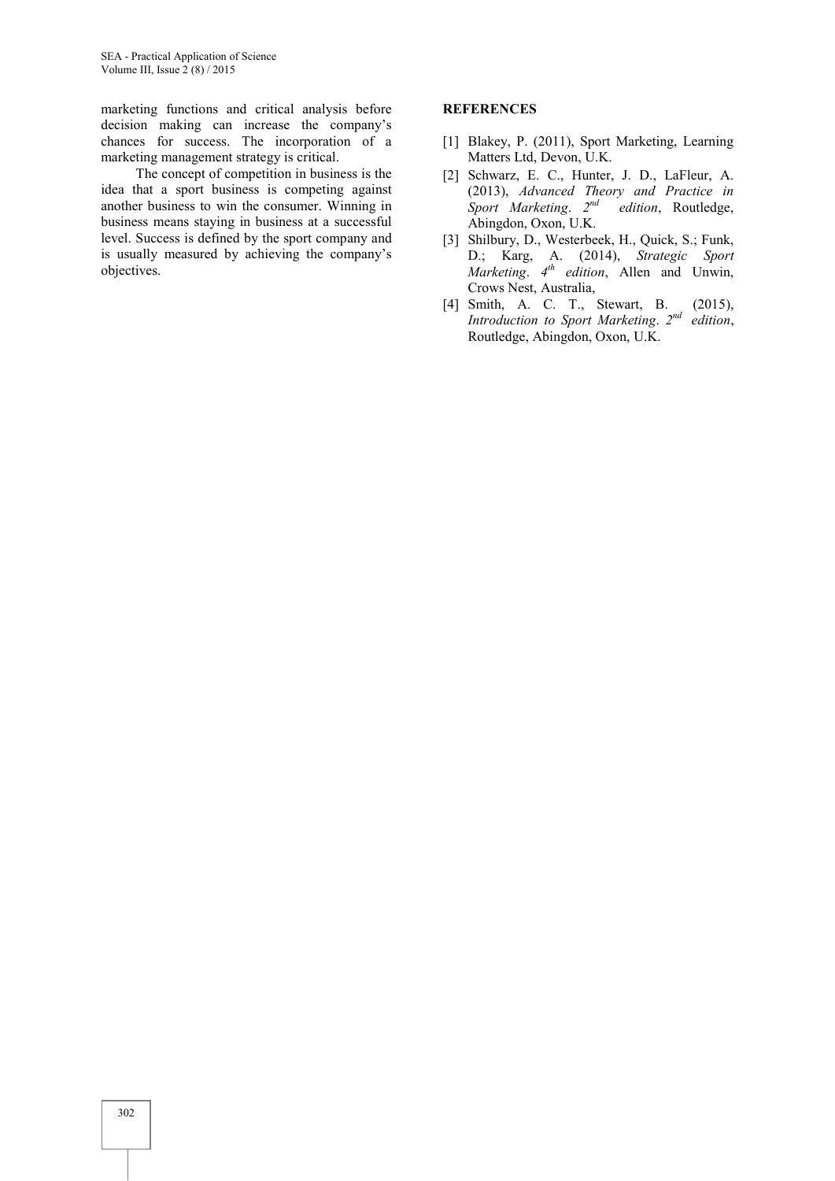marketing functions and critical analysis before decision making can increase the company's chances for success. The incorporation of a marketing management strategy is critical.

The concept of competition in business is the idea that a sport business is competing against another business to win the consumer. Winning in business means staying in business at a successful level. Success is defined by the sport company and is usually measured by achieving the company's objectives.

## REFERENCES

[1] Blakey, P. (2011), Sport Marketing, Learning Matters Ltd, Devon, U.K.

[2] Schwarz, E. C., Hunter, J. D., LaFleur, A. (2013), *Advanced Theory and Practice in Sport Marketing*. *2nd edition*, Routledge, Abingdon, Oxon, U.K.

[3] Shilbury, D., Westerbeek, H., Quick, S.; Funk, D.; Karg, A. (2014), *Strategic Sport Marketing*. *4th edition*, Allen and Unwin, Crows Nest, Australia,

[4] Smith, A. C. T., Stewart, B. (2015), *Introduction to Sport Marketing*. *2nd edition*, Routledge, Abingdon, Oxon, U.K.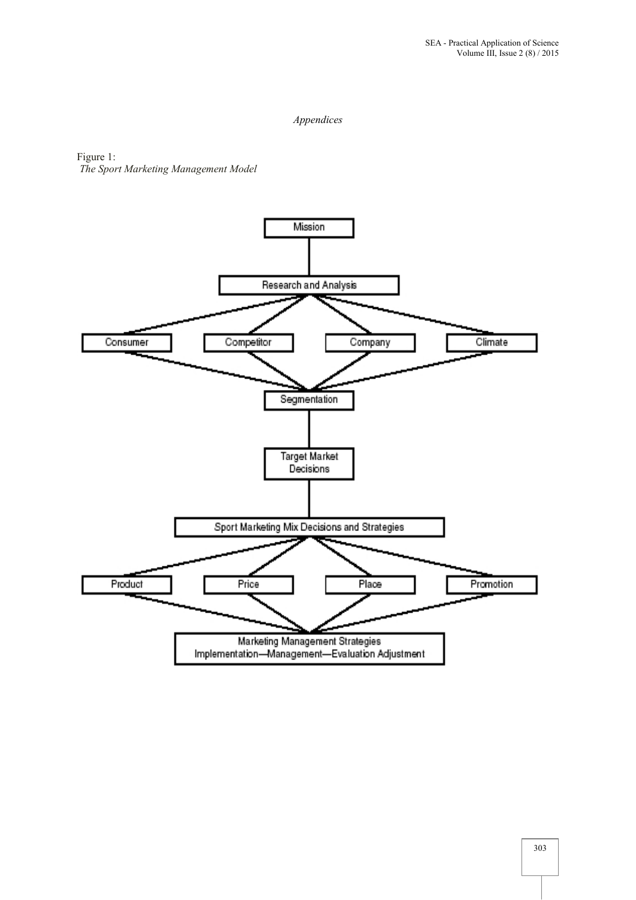*Appendices*

Figure 1:
*The Sport Marketing Management Model*

Mission

Research and Analysis

Consumer

Competitor

Company

Climate

Segmentation

Target Market Decisions

Sport Marketing Mix Decisions and Strategies

Product

Price

Place

Promotion

Marketing Management Strategies
Implementation—Management—Evaluation Adjustment